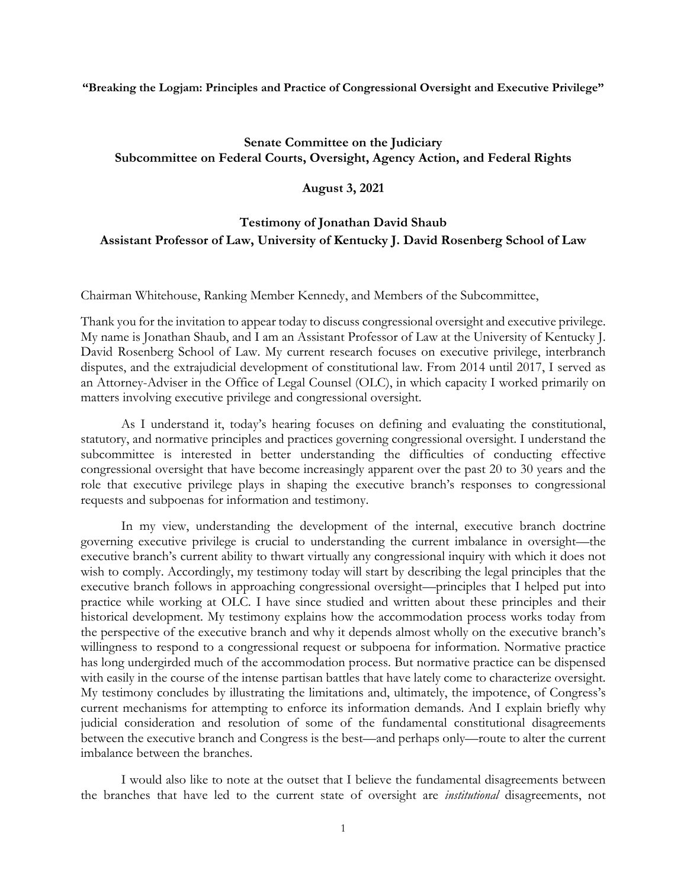**"Breaking the Logjam: Principles and Practice of Congressional Oversight and Executive Privilege"**

**Senate Committee on the Judiciary**
**Subcommittee on Federal Courts, Oversight, Agency Action, and Federal Rights**

**August 3, 2021**

**Testimony of Jonathan David Shaub**
**Assistant Professor of Law, University of Kentucky J. David Rosenberg School of Law**

Chairman Whitehouse, Ranking Member Kennedy, and Members of the Subcommittee,

Thank you for the invitation to appear today to discuss congressional oversight and executive privilege. My name is Jonathan Shaub, and I am an Assistant Professor of Law at the University of Kentucky J. David Rosenberg School of Law. My current research focuses on executive privilege, interbranch disputes, and the extrajudicial development of constitutional law. From 2014 until 2017, I served as an Attorney-Adviser in the Office of Legal Counsel (OLC), in which capacity I worked primarily on matters involving executive privilege and congressional oversight.

As I understand it, today's hearing focuses on defining and evaluating the constitutional, statutory, and normative principles and practices governing congressional oversight. I understand the subcommittee is interested in better understanding the difficulties of conducting effective congressional oversight that have become increasingly apparent over the past 20 to 30 years and the role that executive privilege plays in shaping the executive branch's responses to congressional requests and subpoenas for information and testimony.

In my view, understanding the development of the internal, executive branch doctrine governing executive privilege is crucial to understanding the current imbalance in oversight—the executive branch's current ability to thwart virtually any congressional inquiry with which it does not wish to comply. Accordingly, my testimony today will start by describing the legal principles that the executive branch follows in approaching congressional oversight—principles that I helped put into practice while working at OLC. I have since studied and written about these principles and their historical development. My testimony explains how the accommodation process works today from the perspective of the executive branch and why it depends almost wholly on the executive branch's willingness to respond to a congressional request or subpoena for information. Normative practice has long undergirded much of the accommodation process. But normative practice can be dispensed with easily in the course of the intense partisan battles that have lately come to characterize oversight. My testimony concludes by illustrating the limitations and, ultimately, the impotence, of Congress's current mechanisms for attempting to enforce its information demands. And I explain briefly why judicial consideration and resolution of some of the fundamental constitutional disagreements between the executive branch and Congress is the best—and perhaps only—route to alter the current imbalance between the branches.

I would also like to note at the outset that I believe the fundamental disagreements between the branches that have led to the current state of oversight are *institutional* disagreements, not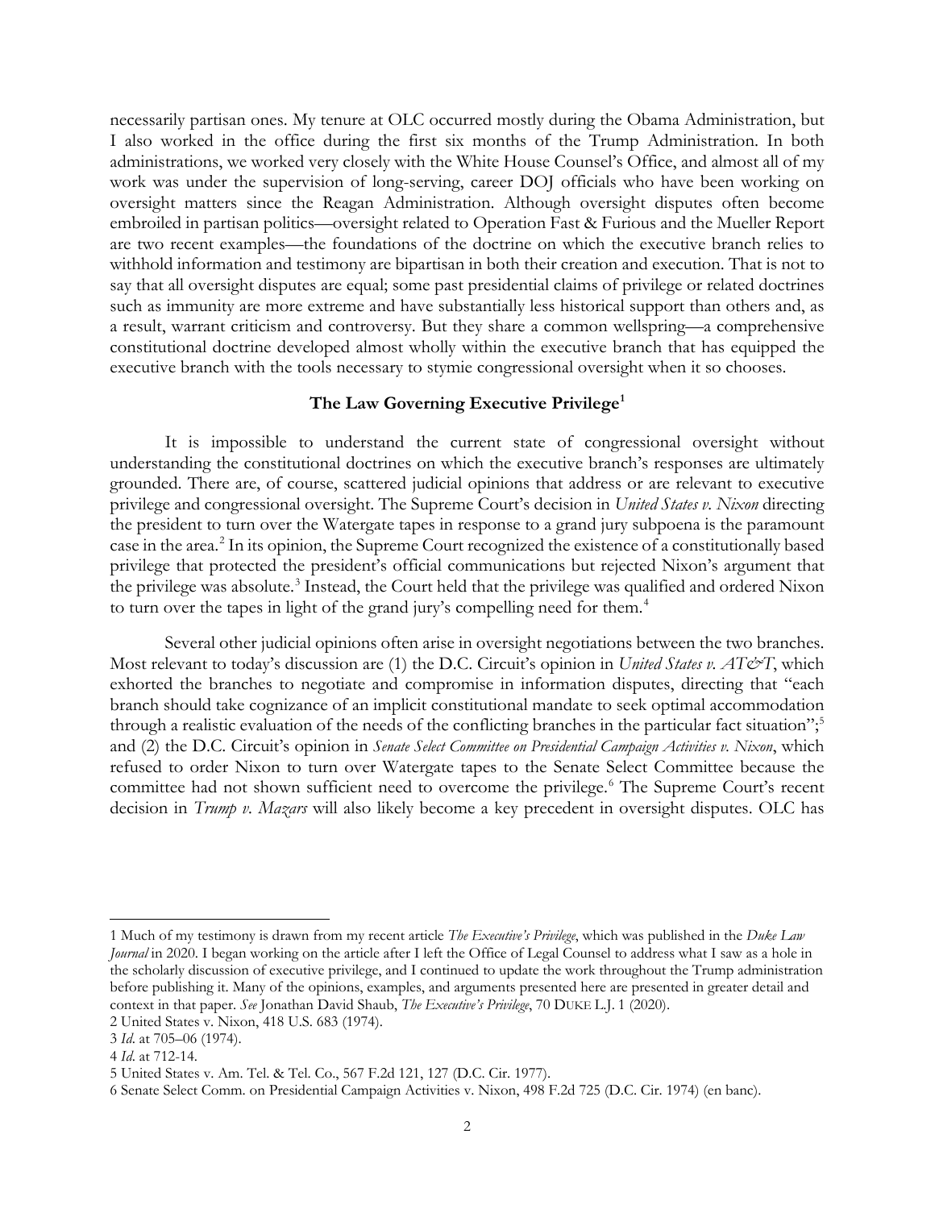necessarily partisan ones. My tenure at OLC occurred mostly during the Obama Administration, but I also worked in the office during the first six months of the Trump Administration. In both administrations, we worked very closely with the White House Counsel's Office, and almost all of my work was under the supervision of long-serving, career DOJ officials who have been working on oversight matters since the Reagan Administration. Although oversight disputes often become embroiled in partisan politics—oversight related to Operation Fast & Furious and the Mueller Report are two recent examples—the foundations of the doctrine on which the executive branch relies to withhold information and testimony are bipartisan in both their creation and execution. That is not to say that all oversight disputes are equal; some past presidential claims of privilege or related doctrines such as immunity are more extreme and have substantially less historical support than others and, as a result, warrant criticism and controversy. But they share a common wellspring—a comprehensive constitutional doctrine developed almost wholly within the executive branch that has equipped the executive branch with the tools necessary to stymie congressional oversight when it so chooses.

## The Law Governing Executive Privilege[1]

It is impossible to understand the current state of congressional oversight without understanding the constitutional doctrines on which the executive branch's responses are ultimately grounded. There are, of course, scattered judicial opinions that address or are relevant to executive privilege and congressional oversight. The Supreme Court's decision in *United States v. Nixon* directing the president to turn over the Watergate tapes in response to a grand jury subpoena is the paramount case in the area.[2] In its opinion, the Supreme Court recognized the existence of a constitutionally based privilege that protected the president's official communications but rejected Nixon's argument that the privilege was absolute.[3] Instead, the Court held that the privilege was qualified and ordered Nixon to turn over the tapes in light of the grand jury's compelling need for them.[4]

Several other judicial opinions often arise in oversight negotiations between the two branches. Most relevant to today's discussion are (1) the D.C. Circuit's opinion in *United States v. AT&T*, which exhorted the branches to negotiate and compromise in information disputes, directing that "each branch should take cognizance of an implicit constitutional mandate to seek optimal accommodation through a realistic evaluation of the needs of the conflicting branches in the particular fact situation";[5] and (2) the D.C. Circuit's opinion in *Senate Select Committee on Presidential Campaign Activities v. Nixon*, which refused to order Nixon to turn over Watergate tapes to the Senate Select Committee because the committee had not shown sufficient need to overcome the privilege.[6] The Supreme Court's recent decision in *Trump v. Mazars* will also likely become a key precedent in oversight disputes. OLC has

---

1 Much of my testimony is drawn from my recent article *The Executive's Privilege*, which was published in the *Duke Law Journal* in 2020. I began working on the article after I left the Office of Legal Counsel to address what I saw as a hole in the scholarly discussion of executive privilege, and I continued to update the work throughout the Trump administration before publishing it. Many of the opinions, examples, and arguments presented here are presented in greater detail and context in that paper. *See* Jonathan David Shaub, *The Executive's Privilege*, 70 DUKE L.J. 1 (2020).

2 United States v. Nixon, 418 U.S. 683 (1974).

3 *Id*. at 705–06 (1974).

4 *Id*. at 712-14.

5 United States v. Am. Tel. & Tel. Co., 567 F.2d 121, 127 (D.C. Cir. 1977).

6 Senate Select Comm. on Presidential Campaign Activities v. Nixon, 498 F.2d 725 (D.C. Cir. 1974) (en banc).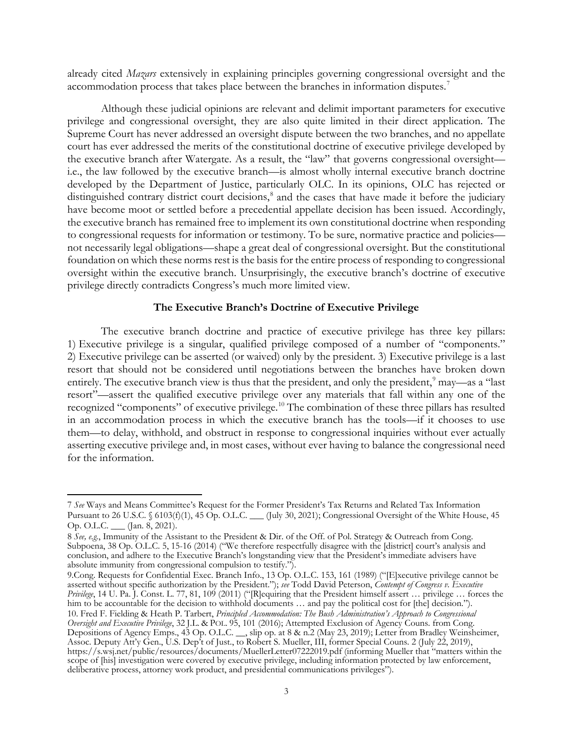already cited *Mazars* extensively in explaining principles governing congressional oversight and the accommodation process that takes place between the branches in information disputes.[7]

Although these judicial opinions are relevant and delimit important parameters for executive privilege and congressional oversight, they are also quite limited in their direct application. The Supreme Court has never addressed an oversight dispute between the two branches, and no appellate court has ever addressed the merits of the constitutional doctrine of executive privilege developed by the executive branch after Watergate. As a result, the "law" that governs congressional oversight—i.e., the law followed by the executive branch—is almost wholly internal executive branch doctrine developed by the Department of Justice, particularly OLC. In its opinions, OLC has rejected or distinguished contrary district court decisions,[8] and the cases that have made it before the judiciary have become moot or settled before a precedential appellate decision has been issued. Accordingly, the executive branch has remained free to implement its own constitutional doctrine when responding to congressional requests for information or testimony. To be sure, normative practice and policies—not necessarily legal obligations—shape a great deal of congressional oversight. But the constitutional foundation on which these norms rest is the basis for the entire process of responding to congressional oversight within the executive branch. Unsurprisingly, the executive branch's doctrine of executive privilege directly contradicts Congress's much more limited view.

### The Executive Branch's Doctrine of Executive Privilege

The executive branch doctrine and practice of executive privilege has three key pillars: 1) Executive privilege is a singular, qualified privilege composed of a number of "components." 2) Executive privilege can be asserted (or waived) only by the president. 3) Executive privilege is a last resort that should not be considered until negotiations between the branches have broken down entirely. The executive branch view is thus that the president, and only the president,[9] may—as a "last resort"—assert the qualified executive privilege over any materials that fall within any one of the recognized "components" of executive privilege.[10] The combination of these three pillars has resulted in an accommodation process in which the executive branch has the tools—if it chooses to use them—to delay, withhold, and obstruct in response to congressional inquiries without ever actually asserting executive privilege and, in most cases, without ever having to balance the congressional need for the information.

---

7 *See* Ways and Means Committee's Request for the Former President's Tax Returns and Related Tax Information Pursuant to 26 U.S.C. § 6103(f)(1), 45 Op. O.L.C. ___ (July 30, 2021); Congressional Oversight of the White House, 45 Op. O.L.C. ___ (Jan. 8, 2021).

8 *See, e.g.*, Immunity of the Assistant to the President & Dir. of the Off. of Pol. Strategy & Outreach from Cong. Subpoena, 38 Op. O.L.C. 5, 15-16 (2014) ("We therefore respectfully disagree with the [district] court's analysis and conclusion, and adhere to the Executive Branch's longstanding view that the President's immediate advisers have absolute immunity from congressional compulsion to testify.").

9. Cong. Requests for Confidential Exec. Branch Info., 13 Op. O.L.C. 153, 161 (1989) ("[E]xecutive privilege cannot be asserted without specific authorization by the President."); *see* Todd David Peterson, *Contempt of Congress v. Executive Privilege*, 14 U. Pa. J. Const. L. 77, 81, 109 (2011) ("[R]equiring that the President himself assert … privilege … forces the him to be accountable for the decision to withhold documents … and pay the political cost for [the] decision.").

10. Fred F. Fielding & Heath P. Tarbert, *Principled Accommodation: The Bush Administration's Approach to Congressional Oversight and Executive Privilege*, 32 J.L. & POL. 95, 101 (2016); Attempted Exclusion of Agency Couns. from Cong. Depositions of Agency Emps., 43 Op. O.L.C. __, slip op. at 8 & n.2 (May 23, 2019); Letter from Bradley Weinsheimer, Assoc. Deputy Att'y Gen., U.S. Dep't of Just., to Robert S. Mueller, III, former Special Couns. 2 (July 22, 2019), https://s.wsj.net/public/resources/documents/MuellerLetter07222019.pdf (informing Mueller that "matters within the scope of [his] investigation were covered by executive privilege, including information protected by law enforcement, deliberative process, attorney work product, and presidential communications privileges").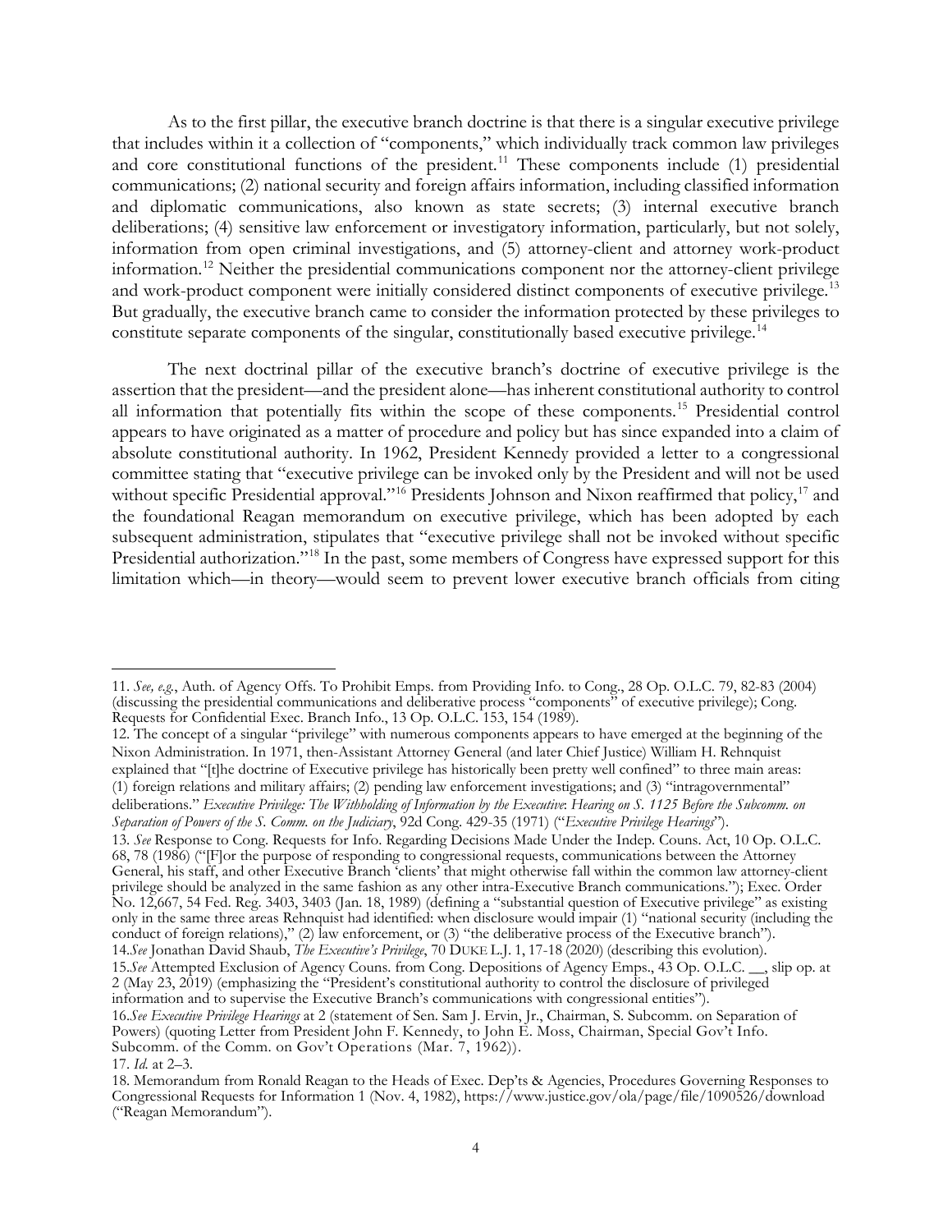As to the first pillar, the executive branch doctrine is that there is a singular executive privilege that includes within it a collection of "components," which individually track common law privileges and core constitutional functions of the president.[11] These components include (1) presidential communications; (2) national security and foreign affairs information, including classified information and diplomatic communications, also known as state secrets; (3) internal executive branch deliberations; (4) sensitive law enforcement or investigatory information, particularly, but not solely, information from open criminal investigations, and (5) attorney-client and attorney work-product information.[12] Neither the presidential communications component nor the attorney-client privilege and work-product component were initially considered distinct components of executive privilege.[13] But gradually, the executive branch came to consider the information protected by these privileges to constitute separate components of the singular, constitutionally based executive privilege.[14]

The next doctrinal pillar of the executive branch's doctrine of executive privilege is the assertion that the president—and the president alone—has inherent constitutional authority to control all information that potentially fits within the scope of these components.[15] Presidential control appears to have originated as a matter of procedure and policy but has since expanded into a claim of absolute constitutional authority. In 1962, President Kennedy provided a letter to a congressional committee stating that "executive privilege can be invoked only by the President and will not be used without specific Presidential approval."[16] Presidents Johnson and Nixon reaffirmed that policy,[17] and the foundational Reagan memorandum on executive privilege, which has been adopted by each subsequent administration, stipulates that "executive privilege shall not be invoked without specific Presidential authorization."[18] In the past, some members of Congress have expressed support for this limitation which—in theory—would seem to prevent lower executive branch officials from citing

---

11. *See, e.g.*, Auth. of Agency Offs. To Prohibit Emps. from Providing Info. to Cong., 28 Op. O.L.C. 79, 82-83 (2004) (discussing the presidential communications and deliberative process "components" of executive privilege); Cong. Requests for Confidential Exec. Branch Info., 13 Op. O.L.C. 153, 154 (1989).

12. The concept of a singular "privilege" with numerous components appears to have emerged at the beginning of the Nixon Administration. In 1971, then-Assistant Attorney General (and later Chief Justice) William H. Rehnquist explained that "[t]he doctrine of Executive privilege has historically been pretty well confined" to three main areas: (1) foreign relations and military affairs; (2) pending law enforcement investigations; and (3) "intragovernmental" deliberations." *Executive Privilege: The Withholding of Information by the Executive*: *Hearing on S. 1125 Before the Subcomm. on Separation of Powers of the S. Comm. on the Judiciary*, 92d Cong. 429-35 (1971) ("*Executive Privilege Hearings*").

13. *See* Response to Cong. Requests for Info. Regarding Decisions Made Under the Indep. Couns. Act, 10 Op. O.L.C. 68, 78 (1986) ("[F]or the purpose of responding to congressional requests, communications between the Attorney General, his staff, and other Executive Branch 'clients' that might otherwise fall within the common law attorney-client privilege should be analyzed in the same fashion as any other intra-Executive Branch communications."); Exec. Order No. 12,667, 54 Fed. Reg. 3403, 3403 (Jan. 18, 1989) (defining a "substantial question of Executive privilege" as existing only in the same three areas Rehnquist had identified: when disclosure would impair (1) "national security (including the conduct of foreign relations)," (2) law enforcement, or (3) "the deliberative process of the Executive branch").

14. *See* Jonathan David Shaub, *The Executive's Privilege*, 70 DUKE L.J. 1, 17-18 (2020) (describing this evolution).

15. *See* Attempted Exclusion of Agency Couns. from Cong. Depositions of Agency Emps., 43 Op. O.L.C. __, slip op. at 2 (May 23, 2019) (emphasizing the "President's constitutional authority to control the disclosure of privileged information and to supervise the Executive Branch's communications with congressional entities").

16. *See Executive Privilege Hearings* at 2 (statement of Sen. Sam J. Ervin, Jr., Chairman, S. Subcomm. on Separation of Powers) (quoting Letter from President John F. Kennedy, to John E. Moss, Chairman, Special Gov't Info. Subcomm. of the Comm. on Gov't Operations (Mar. 7, 1962)).

17. *Id.* at 2–3.

18. Memorandum from Ronald Reagan to the Heads of Exec. Dep'ts & Agencies, Procedures Governing Responses to Congressional Requests for Information 1 (Nov. 4, 1982), https://www.justice.gov/ola/page/file/1090526/download ("Reagan Memorandum").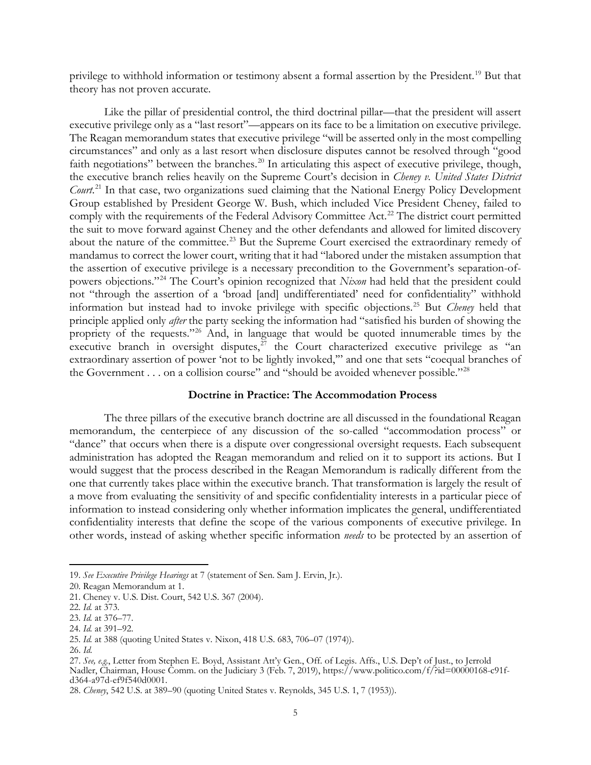privilege to withhold information or testimony absent a formal assertion by the President.[19] But that theory has not proven accurate.

Like the pillar of presidential control, the third doctrinal pillar—that the president will assert executive privilege only as a "last resort"—appears on its face to be a limitation on executive privilege. The Reagan memorandum states that executive privilege "will be asserted only in the most compelling circumstances" and only as a last resort when disclosure disputes cannot be resolved through "good faith negotiations" between the branches.[20] In articulating this aspect of executive privilege, though, the executive branch relies heavily on the Supreme Court's decision in *Cheney v. United States District Court*.[21] In that case, two organizations sued claiming that the National Energy Policy Development Group established by President George W. Bush, which included Vice President Cheney, failed to comply with the requirements of the Federal Advisory Committee Act.[22] The district court permitted the suit to move forward against Cheney and the other defendants and allowed for limited discovery about the nature of the committee.[23] But the Supreme Court exercised the extraordinary remedy of mandamus to correct the lower court, writing that it had "labored under the mistaken assumption that the assertion of executive privilege is a necessary precondition to the Government's separation-of-powers objections."[24] The Court's opinion recognized that *Nixon* had held that the president could not "through the assertion of a 'broad [and] undifferentiated' need for confidentiality" withhold information but instead had to invoke privilege with specific objections.[25] But *Cheney* held that principle applied only *after* the party seeking the information had "satisfied his burden of showing the propriety of the requests."[26] And, in language that would be quoted innumerable times by the executive branch in oversight disputes,[27] the Court characterized executive privilege as "an extraordinary assertion of power 'not to be lightly invoked,'" and one that sets "coequal branches of the Government . . . on a collision course" and "should be avoided whenever possible."[28]

## Doctrine in Practice: The Accommodation Process

The three pillars of the executive branch doctrine are all discussed in the foundational Reagan memorandum, the centerpiece of any discussion of the so-called "accommodation process" or "dance" that occurs when there is a dispute over congressional oversight requests. Each subsequent administration has adopted the Reagan memorandum and relied on it to support its actions. But I would suggest that the process described in the Reagan Memorandum is radically different from the one that currently takes place within the executive branch. That transformation is largely the result of a move from evaluating the sensitivity of and specific confidentiality interests in a particular piece of information to instead considering only whether information implicates the general, undifferentiated confidentiality interests that define the scope of the various components of executive privilege. In other words, instead of asking whether specific information *needs* to be protected by an assertion of

---

19. *See Executive Privilege Hearings* at 7 (statement of Sen. Sam J. Ervin, Jr.).

20. Reagan Memorandum at 1.

21. Cheney v. U.S. Dist. Court, 542 U.S. 367 (2004).

22. *Id.* at 373.

23. *Id.* at 376–77.

24. *Id.* at 391–92.

25. *Id.* at 388 (quoting United States v. Nixon, 418 U.S. 683, 706–07 (1974)).

26. *Id.*

27. *See, e.g.*, Letter from Stephen E. Boyd, Assistant Att'y Gen., Off. of Legis. Affs., U.S. Dep't of Just., to Jerrold Nadler, Chairman, House Comm. on the Judiciary 3 (Feb. 7, 2019), https://www.politico.com/f/?id=00000168-c91f-d364-a97d-ef9f540d0001.

28. *Cheney*, 542 U.S. at 389–90 (quoting United States v. Reynolds, 345 U.S. 1, 7 (1953)).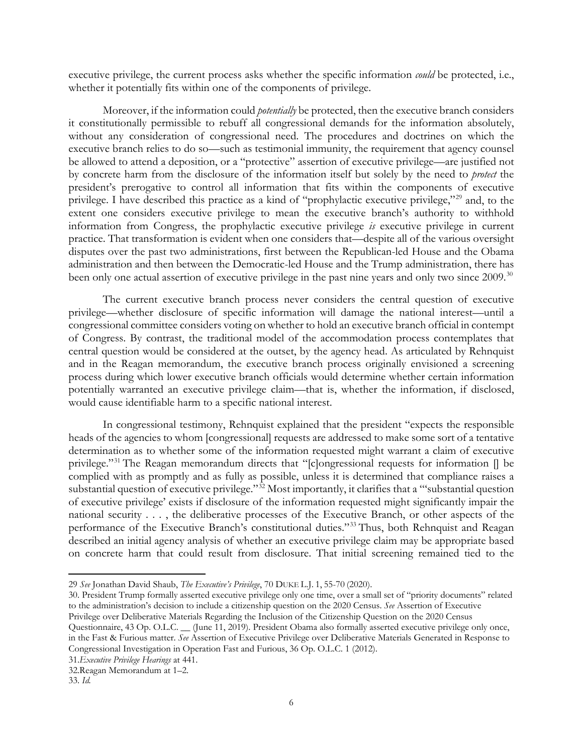executive privilege, the current process asks whether the specific information *could* be protected, i.e., whether it potentially fits within one of the components of privilege.

Moreover, if the information could *potentially* be protected, then the executive branch considers it constitutionally permissible to rebuff all congressional demands for the information absolutely, without any consideration of congressional need. The procedures and doctrines on which the executive branch relies to do so—such as testimonial immunity, the requirement that agency counsel be allowed to attend a deposition, or a "protective" assertion of executive privilege—are justified not by concrete harm from the disclosure of the information itself but solely by the need to *protect* the president's prerogative to control all information that fits within the components of executive privilege. I have described this practice as a kind of "prophylactic executive privilege,"[29] and, to the extent one considers executive privilege to mean the executive branch's authority to withhold information from Congress, the prophylactic executive privilege *is* executive privilege in current practice. That transformation is evident when one considers that—despite all of the various oversight disputes over the past two administrations, first between the Republican-led House and the Obama administration and then between the Democratic-led House and the Trump administration, there has been only one actual assertion of executive privilege in the past nine years and only two since 2009.[30]

The current executive branch process never considers the central question of executive privilege—whether disclosure of specific information will damage the national interest—until a congressional committee considers voting on whether to hold an executive branch official in contempt of Congress. By contrast, the traditional model of the accommodation process contemplates that central question would be considered at the outset, by the agency head. As articulated by Rehnquist and in the Reagan memorandum, the executive branch process originally envisioned a screening process during which lower executive branch officials would determine whether certain information potentially warranted an executive privilege claim—that is, whether the information, if disclosed, would cause identifiable harm to a specific national interest.

In congressional testimony, Rehnquist explained that the president "expects the responsible heads of the agencies to whom [congressional] requests are addressed to make some sort of a tentative determination as to whether some of the information requested might warrant a claim of executive privilege."[31] The Reagan memorandum directs that "[c]ongressional requests for information [] be complied with as promptly and as fully as possible, unless it is determined that compliance raises a substantial question of executive privilege."[32] Most importantly, it clarifies that a "'substantial question of executive privilege' exists if disclosure of the information requested might significantly impair the national security . . . , the deliberative processes of the Executive Branch, or other aspects of the performance of the Executive Branch's constitutional duties."[33] Thus, both Rehnquist and Reagan described an initial agency analysis of whether an executive privilege claim may be appropriate based on concrete harm that could result from disclosure. That initial screening remained tied to the

---

29 *See* Jonathan David Shaub, *The Executive's Privilege*, 70 DUKE L.J. 1, 55-70 (2020).

30. President Trump formally asserted executive privilege only one time, over a small set of "priority documents" related to the administration's decision to include a citizenship question on the 2020 Census. *See* Assertion of Executive Privilege over Deliberative Materials Regarding the Inclusion of the Citizenship Question on the 2020 Census Questionnaire, 43 Op. O.L.C. __ (June 11, 2019). President Obama also formally asserted executive privilege only once, in the Fast & Furious matter. *See* Assertion of Executive Privilege over Deliberative Materials Generated in Response to Congressional Investigation in Operation Fast and Furious, 36 Op. O.L.C. 1 (2012).

31.*Executive Privilege Hearings* at 441.

32.Reagan Memorandum at 1–2.

33. *Id.*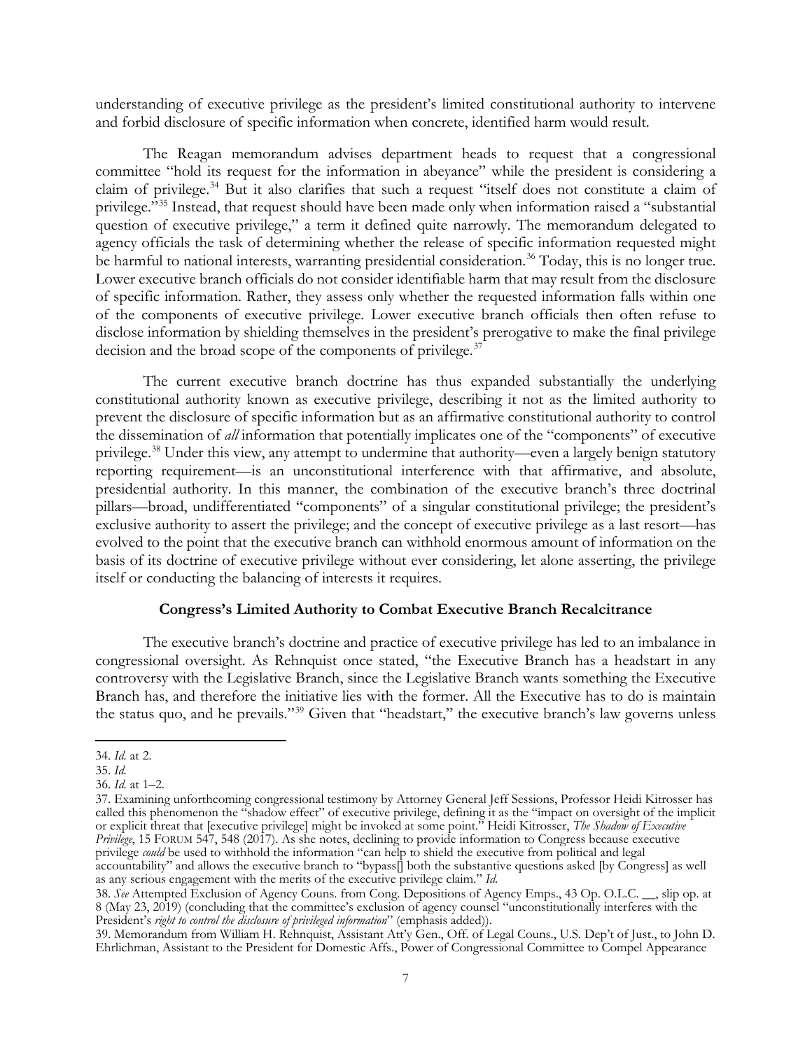understanding of executive privilege as the president's limited constitutional authority to intervene and forbid disclosure of specific information when concrete, identified harm would result.

The Reagan memorandum advises department heads to request that a congressional committee "hold its request for the information in abeyance" while the president is considering a claim of privilege.[34] But it also clarifies that such a request "itself does not constitute a claim of privilege."[35] Instead, that request should have been made only when information raised a "substantial question of executive privilege," a term it defined quite narrowly. The memorandum delegated to agency officials the task of determining whether the release of specific information requested might be harmful to national interests, warranting presidential consideration.[36] Today, this is no longer true. Lower executive branch officials do not consider identifiable harm that may result from the disclosure of specific information. Rather, they assess only whether the requested information falls within one of the components of executive privilege. Lower executive branch officials then often refuse to disclose information by shielding themselves in the president's prerogative to make the final privilege decision and the broad scope of the components of privilege.[37]

The current executive branch doctrine has thus expanded substantially the underlying constitutional authority known as executive privilege, describing it not as the limited authority to prevent the disclosure of specific information but as an affirmative constitutional authority to control the dissemination of *all* information that potentially implicates one of the "components" of executive privilege.[38] Under this view, any attempt to undermine that authority—even a largely benign statutory reporting requirement—is an unconstitutional interference with that affirmative, and absolute, presidential authority. In this manner, the combination of the executive branch's three doctrinal pillars—broad, undifferentiated "components" of a singular constitutional privilege; the president's exclusive authority to assert the privilege; and the concept of executive privilege as a last resort—has evolved to the point that the executive branch can withhold enormous amount of information on the basis of its doctrine of executive privilege without ever considering, let alone asserting, the privilege itself or conducting the balancing of interests it requires.

**Congress's Limited Authority to Combat Executive Branch Recalcitrance**

The executive branch's doctrine and practice of executive privilege has led to an imbalance in congressional oversight. As Rehnquist once stated, "the Executive Branch has a headstart in any controversy with the Legislative Branch, since the Legislative Branch wants something the Executive Branch has, and therefore the initiative lies with the former. All the Executive has to do is maintain the status quo, and he prevails."[39] Given that "headstart," the executive branch's law governs unless

---

34. *Id.* at 2.

35. *Id.*

36. *Id.* at 1–2.

37. Examining unforthcoming congressional testimony by Attorney General Jeff Sessions, Professor Heidi Kitrosser has called this phenomenon the "shadow effect" of executive privilege, defining it as the "impact on oversight of the implicit or explicit threat that [executive privilege] might be invoked at some point." Heidi Kitrosser, *The Shadow of Executive Privilege*, 15 FORUM 547, 548 (2017). As she notes, declining to provide information to Congress because executive privilege *could* be used to withhold the information "can help to shield the executive from political and legal accountability" and allows the executive branch to "bypass[] both the substantive questions asked [by Congress] as well as any serious engagement with the merits of the executive privilege claim." *Id.*

38. *See* Attempted Exclusion of Agency Couns. from Cong. Depositions of Agency Emps., 43 Op. O.L.C. __, slip op. at 8 (May 23, 2019) (concluding that the committee's exclusion of agency counsel "unconstitutionally interferes with the President's *right to control the disclosure of privileged information*" (emphasis added)).

39. Memorandum from William H. Rehnquist, Assistant Att'y Gen., Off. of Legal Couns., U.S. Dep't of Just., to John D. Ehrlichman, Assistant to the President for Domestic Affs., Power of Congressional Committee to Compel Appearance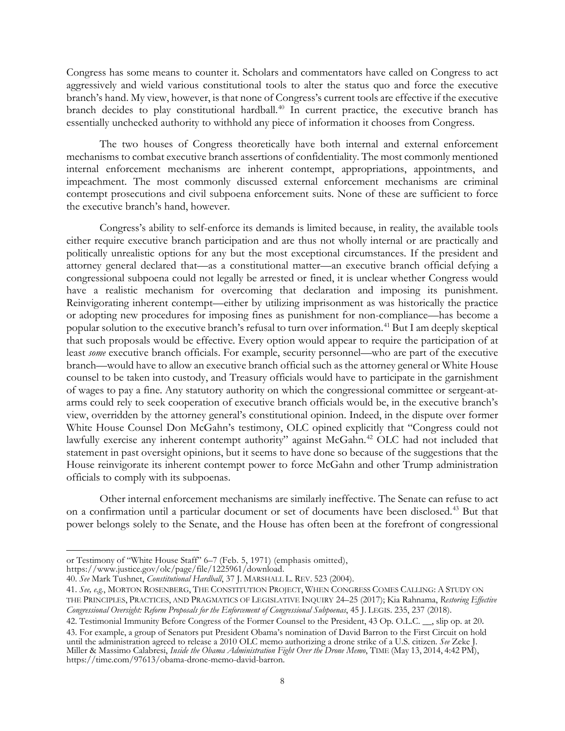Congress has some means to counter it. Scholars and commentators have called on Congress to act aggressively and wield various constitutional tools to alter the status quo and force the executive branch's hand. My view, however, is that none of Congress's current tools are effective if the executive branch decides to play constitutional hardball.[40] In current practice, the executive branch has essentially unchecked authority to withhold any piece of information it chooses from Congress.

The two houses of Congress theoretically have both internal and external enforcement mechanisms to combat executive branch assertions of confidentiality. The most commonly mentioned internal enforcement mechanisms are inherent contempt, appropriations, appointments, and impeachment. The most commonly discussed external enforcement mechanisms are criminal contempt prosecutions and civil subpoena enforcement suits. None of these are sufficient to force the executive branch's hand, however.

Congress's ability to self-enforce its demands is limited because, in reality, the available tools either require executive branch participation and are thus not wholly internal or are practically and politically unrealistic options for any but the most exceptional circumstances. If the president and attorney general declared that—as a constitutional matter—an executive branch official defying a congressional subpoena could not legally be arrested or fined, it is unclear whether Congress would have a realistic mechanism for overcoming that declaration and imposing its punishment. Reinvigorating inherent contempt—either by utilizing imprisonment as was historically the practice or adopting new procedures for imposing fines as punishment for non-compliance—has become a popular solution to the executive branch's refusal to turn over information.[41] But I am deeply skeptical that such proposals would be effective. Every option would appear to require the participation of at least *some* executive branch officials. For example, security personnel—who are part of the executive branch—would have to allow an executive branch official such as the attorney general or White House counsel to be taken into custody, and Treasury officials would have to participate in the garnishment of wages to pay a fine. Any statutory authority on which the congressional committee or sergeant-at-arms could rely to seek cooperation of executive branch officials would be, in the executive branch's view, overridden by the attorney general's constitutional opinion. Indeed, in the dispute over former White House Counsel Don McGahn's testimony, OLC opined explicitly that "Congress could not lawfully exercise any inherent contempt authority" against McGahn.[42] OLC had not included that statement in past oversight opinions, but it seems to have done so because of the suggestions that the House reinvigorate its inherent contempt power to force McGahn and other Trump administration officials to comply with its subpoenas.

Other internal enforcement mechanisms are similarly ineffective. The Senate can refuse to act on a confirmation until a particular document or set of documents have been disclosed.[43] But that power belongs solely to the Senate, and the House has often been at the forefront of congressional

---

or Testimony of "White House Staff" 6–7 (Feb. 5, 1971) (emphasis omitted), https://www.justice.gov/olc/page/file/1225961/download.

40. *See* Mark Tushnet, *Constitutional Hardball*, 37 J. MARSHALL L. REV. 523 (2004).

41. *See, e.g.*, MORTON ROSENBERG, THE CONSTITUTION PROJECT, WHEN CONGRESS COMES CALLING: A STUDY ON THE PRINCIPLES, PRACTICES, AND PRAGMATICS OF LEGISLATIVE INQUIRY 24–25 (2017); Kia Rahnama, *Restoring Effective Congressional Oversight: Reform Proposals for the Enforcement of Congressional Subpoenas*, 45 J. LEGIS. 235, 237 (2018).

42. Testimonial Immunity Before Congress of the Former Counsel to the President, 43 Op. O.L.C. __, slip op. at 20.

43. For example, a group of Senators put President Obama's nomination of David Barron to the First Circuit on hold until the administration agreed to release a 2010 OLC memo authorizing a drone strike of a U.S. citizen. *See* Zeke J. Miller & Massimo Calabresi, *Inside the Obama Administration Fight Over the Drone Memo*, TIME (May 13, 2014, 4:42 PM), https://time.com/97613/obama-drone-memo-david-barron.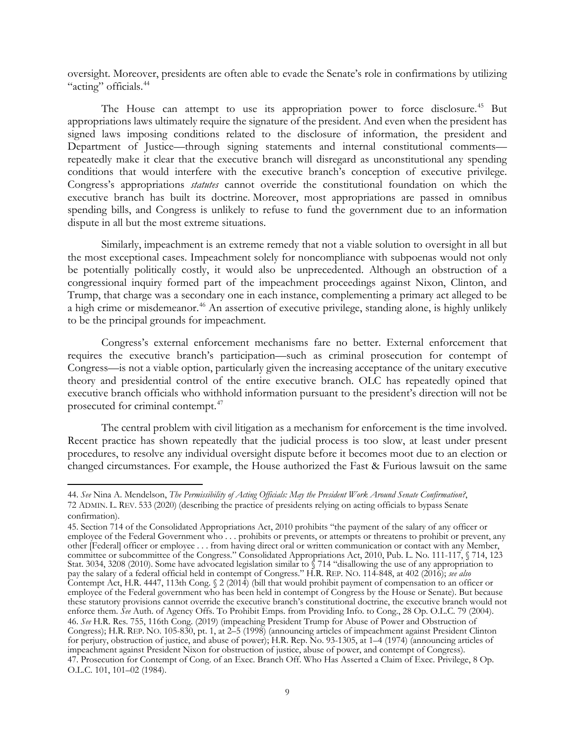oversight. Moreover, presidents are often able to evade the Senate's role in confirmations by utilizing "acting" officials.[44]

The House can attempt to use its appropriation power to force disclosure.[45] But appropriations laws ultimately require the signature of the president. And even when the president has signed laws imposing conditions related to the disclosure of information, the president and Department of Justice—through signing statements and internal constitutional comments—repeatedly make it clear that the executive branch will disregard as unconstitutional any spending conditions that would interfere with the executive branch's conception of executive privilege. Congress's appropriations *statutes* cannot override the constitutional foundation on which the executive branch has built its doctrine. Moreover, most appropriations are passed in omnibus spending bills, and Congress is unlikely to refuse to fund the government due to an information dispute in all but the most extreme situations.

Similarly, impeachment is an extreme remedy that not a viable solution to oversight in all but the most exceptional cases. Impeachment solely for noncompliance with subpoenas would not only be potentially politically costly, it would also be unprecedented. Although an obstruction of a congressional inquiry formed part of the impeachment proceedings against Nixon, Clinton, and Trump, that charge was a secondary one in each instance, complementing a primary act alleged to be a high crime or misdemeanor.[46] An assertion of executive privilege, standing alone, is highly unlikely to be the principal grounds for impeachment.

Congress's external enforcement mechanisms fare no better. External enforcement that requires the executive branch's participation—such as criminal prosecution for contempt of Congress—is not a viable option, particularly given the increasing acceptance of the unitary executive theory and presidential control of the entire executive branch. OLC has repeatedly opined that executive branch officials who withhold information pursuant to the president's direction will not be prosecuted for criminal contempt.[47]

The central problem with civil litigation as a mechanism for enforcement is the time involved. Recent practice has shown repeatedly that the judicial process is too slow, at least under present procedures, to resolve any individual oversight dispute before it becomes moot due to an election or changed circumstances. For example, the House authorized the Fast & Furious lawsuit on the same

---

44. *See* Nina A. Mendelson, *The Permissibility of Acting Officials: May the President Work Around Senate Confirmation?*, 72 ADMIN. L. REV. 533 (2020) (describing the practice of presidents relying on acting officials to bypass Senate confirmation).

45. Section 714 of the Consolidated Appropriations Act, 2010 prohibits "the payment of the salary of any officer or employee of the Federal Government who . . . prohibits or prevents, or attempts or threatens to prohibit or prevent, any other [Federal] officer or employee . . . from having direct oral or written communication or contact with any Member, committee or subcommittee of the Congress." Consolidated Appropriations Act, 2010, Pub. L. No. 111-117, § 714, 123 Stat. 3034, 3208 (2010). Some have advocated legislation similar to § 714 "disallowing the use of any appropriation to pay the salary of a federal official held in contempt of Congress." H.R. REP. NO. 114-848, at 402 (2016); *see also* Contempt Act, H.R. 4447, 113th Cong. § 2 (2014) (bill that would prohibit payment of compensation to an officer or employee of the Federal government who has been held in contempt of Congress by the House or Senate). But because these statutory provisions cannot override the executive branch's constitutional doctrine, the executive branch would not enforce them. *See* Auth. of Agency Offs. To Prohibit Emps. from Providing Info. to Cong., 28 Op. O.L.C. 79 (2004).

46. *See* H.R. Res. 755, 116th Cong. (2019) (impeaching President Trump for Abuse of Power and Obstruction of Congress); H.R. REP. NO. 105-830, pt. 1, at 2–5 (1998) (announcing articles of impeachment against President Clinton for perjury, obstruction of justice, and abuse of power); H.R. Rep. No. 93-1305, at 1–4 (1974) (announcing articles of impeachment against President Nixon for obstruction of justice, abuse of power, and contempt of Congress).

47. Prosecution for Contempt of Cong. of an Exec. Branch Off. Who Has Asserted a Claim of Exec. Privilege, 8 Op. O.L.C. 101, 101–02 (1984).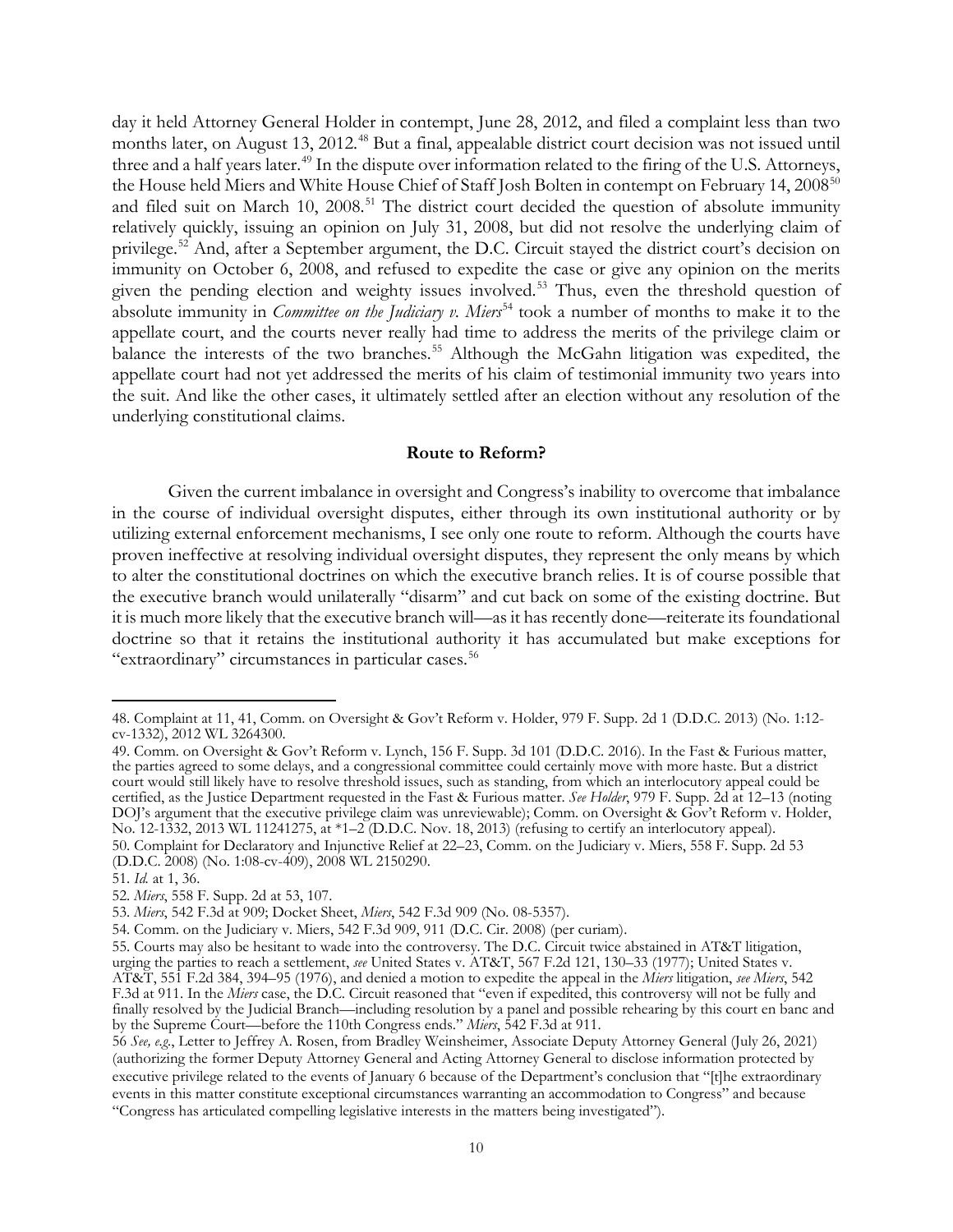day it held Attorney General Holder in contempt, June 28, 2012, and filed a complaint less than two months later, on August 13, 2012.[48] But a final, appealable district court decision was not issued until three and a half years later.[49] In the dispute over information related to the firing of the U.S. Attorneys, the House held Miers and White House Chief of Staff Josh Bolten in contempt on February 14, 2008[50] and filed suit on March 10, 2008.[51] The district court decided the question of absolute immunity relatively quickly, issuing an opinion on July 31, 2008, but did not resolve the underlying claim of privilege.[52] And, after a September argument, the D.C. Circuit stayed the district court's decision on immunity on October 6, 2008, and refused to expedite the case or give any opinion on the merits given the pending election and weighty issues involved.[53] Thus, even the threshold question of absolute immunity in *Committee on the Judiciary v. Miers*[54] took a number of months to make it to the appellate court, and the courts never really had time to address the merits of the privilege claim or balance the interests of the two branches.[55] Although the McGahn litigation was expedited, the appellate court had not yet addressed the merits of his claim of testimonial immunity two years into the suit. And like the other cases, it ultimately settled after an election without any resolution of the underlying constitutional claims.

**Route to Reform?**

Given the current imbalance in oversight and Congress's inability to overcome that imbalance in the course of individual oversight disputes, either through its own institutional authority or by utilizing external enforcement mechanisms, I see only one route to reform. Although the courts have proven ineffective at resolving individual oversight disputes, they represent the only means by which to alter the constitutional doctrines on which the executive branch relies. It is of course possible that the executive branch would unilaterally "disarm" and cut back on some of the existing doctrine. But it is much more likely that the executive branch will—as it has recently done—reiterate its foundational doctrine so that it retains the institutional authority it has accumulated but make exceptions for "extraordinary" circumstances in particular cases.[56]

---

48. Complaint at 11, 41, Comm. on Oversight & Gov't Reform v. Holder, 979 F. Supp. 2d 1 (D.D.C. 2013) (No. 1:12-cv-1332), 2012 WL 3264300.

49. Comm. on Oversight & Gov't Reform v. Lynch, 156 F. Supp. 3d 101 (D.D.C. 2016). In the Fast & Furious matter, the parties agreed to some delays, and a congressional committee could certainly move with more haste. But a district court would still likely have to resolve threshold issues, such as standing, from which an interlocutory appeal could be certified, as the Justice Department requested in the Fast & Furious matter. *See Holder*, 979 F. Supp. 2d at 12–13 (noting DOJ's argument that the executive privilege claim was unreviewable); Comm. on Oversight & Gov't Reform v. Holder, No. 12-1332, 2013 WL 11241275, at *1–2 (D.D.C. Nov. 18, 2013) (refusing to certify an interlocutory appeal).

50. Complaint for Declaratory and Injunctive Relief at 22–23, Comm. on the Judiciary v. Miers, 558 F. Supp. 2d 53 (D.D.C. 2008) (No. 1:08-cv-409), 2008 WL 2150290.

51. *Id.* at 1, 36.

52. *Miers*, 558 F. Supp. 2d at 53, 107.

53. *Miers*, 542 F.3d at 909; Docket Sheet, *Miers*, 542 F.3d 909 (No. 08-5357).

54. Comm. on the Judiciary v. Miers, 542 F.3d 909, 911 (D.C. Cir. 2008) (per curiam).

55. Courts may also be hesitant to wade into the controversy. The D.C. Circuit twice abstained in AT&T litigation, urging the parties to reach a settlement, *see* United States v. AT&T, 567 F.2d 121, 130–33 (1977); United States v. AT&T, 551 F.2d 384, 394–95 (1976), and denied a motion to expedite the appeal in the *Miers* litigation, *see Miers*, 542 F.3d at 911. In the *Miers* case, the D.C. Circuit reasoned that "even if expedited, this controversy will not be fully and finally resolved by the Judicial Branch—including resolution by a panel and possible rehearing by this court en banc and by the Supreme Court—before the 110th Congress ends." *Miers*, 542 F.3d at 911.

56 *See, e.g.*, Letter to Jeffrey A. Rosen, from Bradley Weinsheimer, Associate Deputy Attorney General (July 26, 2021) (authorizing the former Deputy Attorney General and Acting Attorney General to disclose information protected by executive privilege related to the events of January 6 because of the Department's conclusion that "[t]he extraordinary events in this matter constitute exceptional circumstances warranting an accommodation to Congress" and because "Congress has articulated compelling legislative interests in the matters being investigated").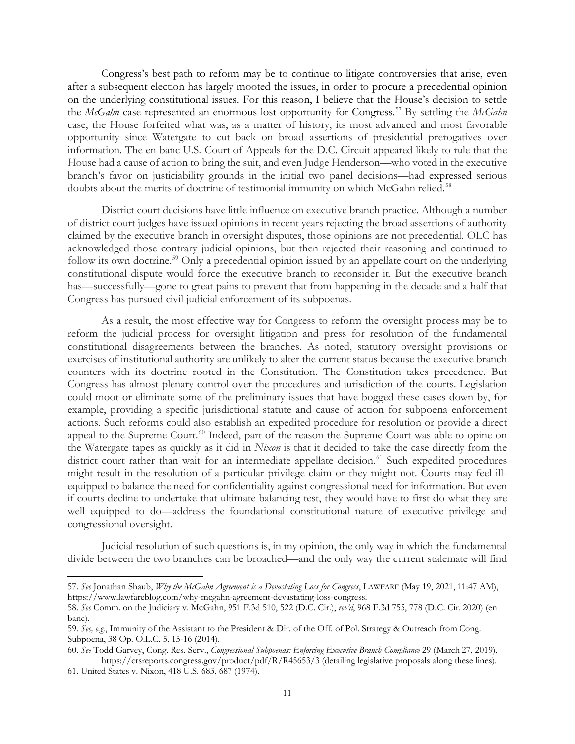Congress's best path to reform may be to continue to litigate controversies that arise, even after a subsequent election has largely mooted the issues, in order to procure a precedential opinion on the underlying constitutional issues. For this reason, I believe that the House's decision to settle the *McGahn* case represented an enormous lost opportunity for Congress.[57] By settling the *McGahn* case, the House forfeited what was, as a matter of history, its most advanced and most favorable opportunity since Watergate to cut back on broad assertions of presidential prerogatives over information. The en banc U.S. Court of Appeals for the D.C. Circuit appeared likely to rule that the House had a cause of action to bring the suit, and even Judge Henderson—who voted in the executive branch's favor on justiciability grounds in the initial two panel decisions—had expressed serious doubts about the merits of doctrine of testimonial immunity on which McGahn relied.[58]

District court decisions have little influence on executive branch practice. Although a number of district court judges have issued opinions in recent years rejecting the broad assertions of authority claimed by the executive branch in oversight disputes, those opinions are not precedential. OLC has acknowledged those contrary judicial opinions, but then rejected their reasoning and continued to follow its own doctrine.[59] Only a precedential opinion issued by an appellate court on the underlying constitutional dispute would force the executive branch to reconsider it. But the executive branch has—successfully—gone to great pains to prevent that from happening in the decade and a half that Congress has pursued civil judicial enforcement of its subpoenas.

As a result, the most effective way for Congress to reform the oversight process may be to reform the judicial process for oversight litigation and press for resolution of the fundamental constitutional disagreements between the branches. As noted, statutory oversight provisions or exercises of institutional authority are unlikely to alter the current status because the executive branch counters with its doctrine rooted in the Constitution. The Constitution takes precedence. But Congress has almost plenary control over the procedures and jurisdiction of the courts. Legislation could moot or eliminate some of the preliminary issues that have bogged these cases down by, for example, providing a specific jurisdictional statute and cause of action for subpoena enforcement actions. Such reforms could also establish an expedited procedure for resolution or provide a direct appeal to the Supreme Court.[60] Indeed, part of the reason the Supreme Court was able to opine on the Watergate tapes as quickly as it did in *Nixon* is that it decided to take the case directly from the district court rather than wait for an intermediate appellate decision.[61] Such expedited procedures might result in the resolution of a particular privilege claim or they might not. Courts may feel ill-equipped to balance the need for confidentiality against congressional need for information. But even if courts decline to undertake that ultimate balancing test, they would have to first do what they are well equipped to do—address the foundational constitutional nature of executive privilege and congressional oversight.

Judicial resolution of such questions is, in my opinion, the only way in which the fundamental divide between the two branches can be broached—and the only way the current stalemate will find

---

57. *See* Jonathan Shaub, *Why the McGahn Agreement is a Devastating Loss for Congress*, LAWFARE (May 19, 2021, 11:47 AM), https://www.lawfareblog.com/why-mcgahn-agreement-devastating-loss-congress.

58. *See* Comm. on the Judiciary v. McGahn, 951 F.3d 510, 522 (D.C. Cir.), *rev'd*, 968 F.3d 755, 778 (D.C. Cir. 2020) (en banc).

59. *See, e.g.*, Immunity of the Assistant to the President & Dir. of the Off. of Pol. Strategy & Outreach from Cong. Subpoena, 38 Op. O.L.C. 5, 15-16 (2014).

60. *See* Todd Garvey, Cong. Res. Serv., *Congressional Subpoenas: Enforcing Executive Branch Compliance* 29 (March 27, 2019), https://crsreports.congress.gov/product/pdf/R/R45653/3 (detailing legislative proposals along these lines).

61. United States v. Nixon, 418 U.S. 683, 687 (1974).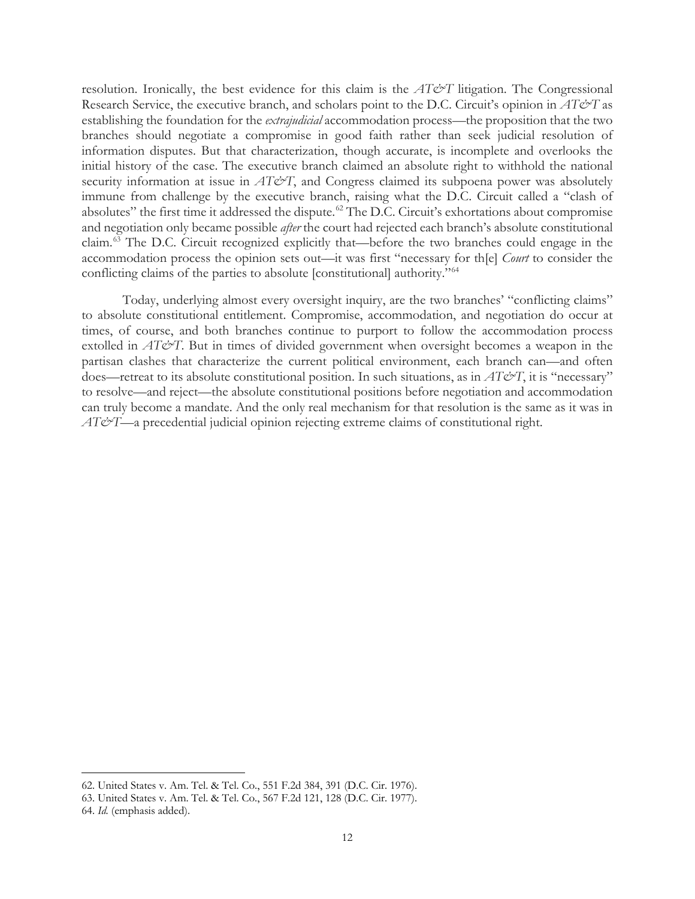resolution. Ironically, the best evidence for this claim is the *AT&T* litigation. The Congressional Research Service, the executive branch, and scholars point to the D.C. Circuit's opinion in *AT&T* as establishing the foundation for the *extrajudicial* accommodation process—the proposition that the two branches should negotiate a compromise in good faith rather than seek judicial resolution of information disputes. But that characterization, though accurate, is incomplete and overlooks the initial history of the case. The executive branch claimed an absolute right to withhold the national security information at issue in *AT&T*, and Congress claimed its subpoena power was absolutely immune from challenge by the executive branch, raising what the D.C. Circuit called a "clash of absolutes" the first time it addressed the dispute.[62] The D.C. Circuit's exhortations about compromise and negotiation only became possible *after* the court had rejected each branch's absolute constitutional claim.[63] The D.C. Circuit recognized explicitly that—before the two branches could engage in the accommodation process the opinion sets out—it was first "necessary for th[e] *Court* to consider the conflicting claims of the parties to absolute [constitutional] authority."[64]

Today, underlying almost every oversight inquiry, are the two branches' "conflicting claims" to absolute constitutional entitlement. Compromise, accommodation, and negotiation do occur at times, of course, and both branches continue to purport to follow the accommodation process extolled in *AT&T*. But in times of divided government when oversight becomes a weapon in the partisan clashes that characterize the current political environment, each branch can—and often does—retreat to its absolute constitutional position. In such situations, as in *AT&T*, it is "necessary" to resolve—and reject—the absolute constitutional positions before negotiation and accommodation can truly become a mandate. And the only real mechanism for that resolution is the same as it was in *AT&T*—a precedential judicial opinion rejecting extreme claims of constitutional right.

---

62. United States v. Am. Tel. & Tel. Co., 551 F.2d 384, 391 (D.C. Cir. 1976).

63. United States v. Am. Tel. & Tel. Co., 567 F.2d 121, 128 (D.C. Cir. 1977).

64. *Id.* (emphasis added).